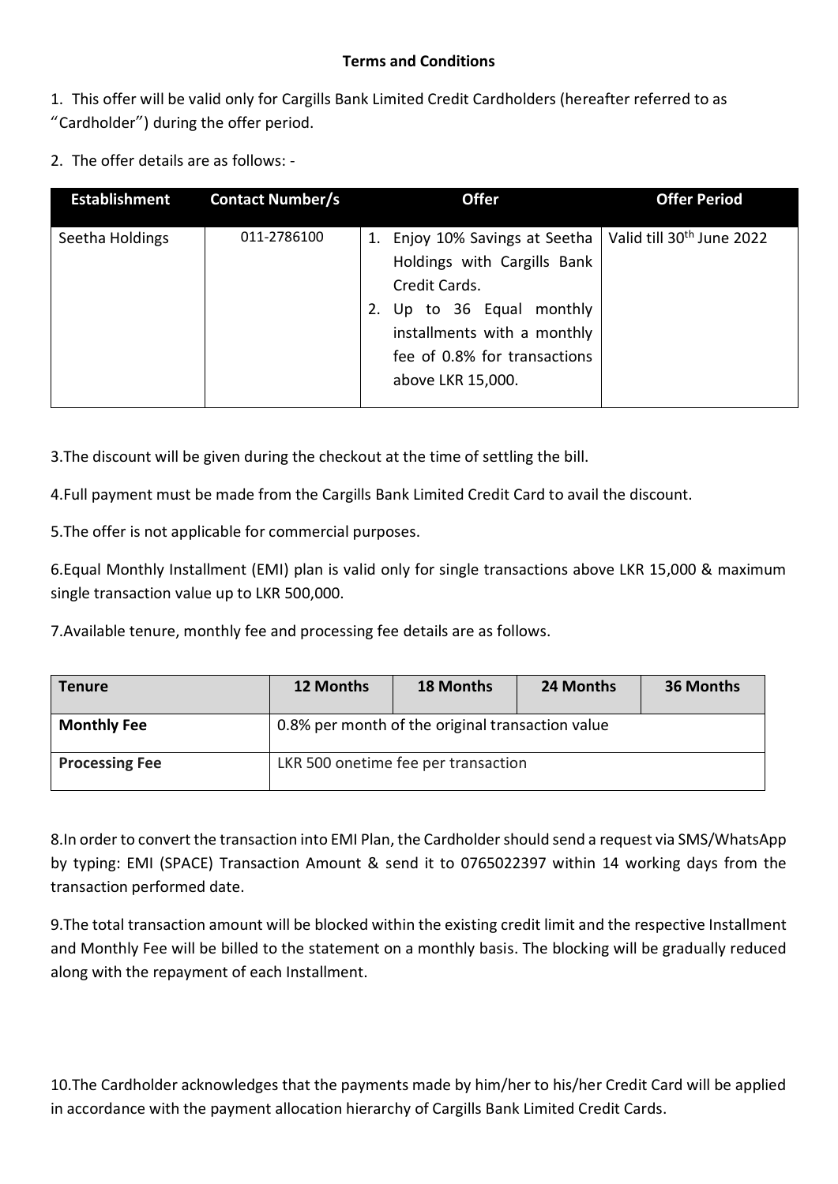**Terms and Conditions**

1. This offer will be valid only for Cargills Bank Limited Credit Cardholders (hereafter referred to as "Cardholder") during the offer period.

2. The offer details are as follows: -

| Establishment | Contact Number/s | Offer | Offer Period |
| --- | --- | --- | --- |
| Seetha Holdings | 011-2786100 | 1. Enjoy 10% Savings at Seetha Holdings with Cargills Bank Credit Cards.<br>2. Up to 36 Equal monthly installments with a monthly fee of 0.8% for transactions above LKR 15,000. | Valid till 30th June 2022 |

3.The discount will be given during the checkout at the time of settling the bill.

4.Full payment must be made from the Cargills Bank Limited Credit Card to avail the discount.

5.The offer is not applicable for commercial purposes.

6.Equal Monthly Installment (EMI) plan is valid only for single transactions above LKR 15,000 & maximum single transaction value up to LKR 500,000.

7.Available tenure, monthly fee and processing fee details are as follows.

| Tenure | 12 Months | 18 Months | 24 Months | 36 Months |
| --- | --- | --- | --- | --- |
| Monthly Fee | 0.8% per month of the original transaction value | | | |
| Processing Fee | LKR 500 onetime fee per transaction | | | |

8.In order to convert the transaction into EMI Plan, the Cardholder should send a request via SMS/WhatsApp by typing: EMI (SPACE) Transaction Amount & send it to 0765022397 within 14 working days from the transaction performed date.

9.The total transaction amount will be blocked within the existing credit limit and the respective Installment and Monthly Fee will be billed to the statement on a monthly basis. The blocking will be gradually reduced along with the repayment of each Installment.

10.The Cardholder acknowledges that the payments made by him/her to his/her Credit Card will be applied in accordance with the payment allocation hierarchy of Cargills Bank Limited Credit Cards.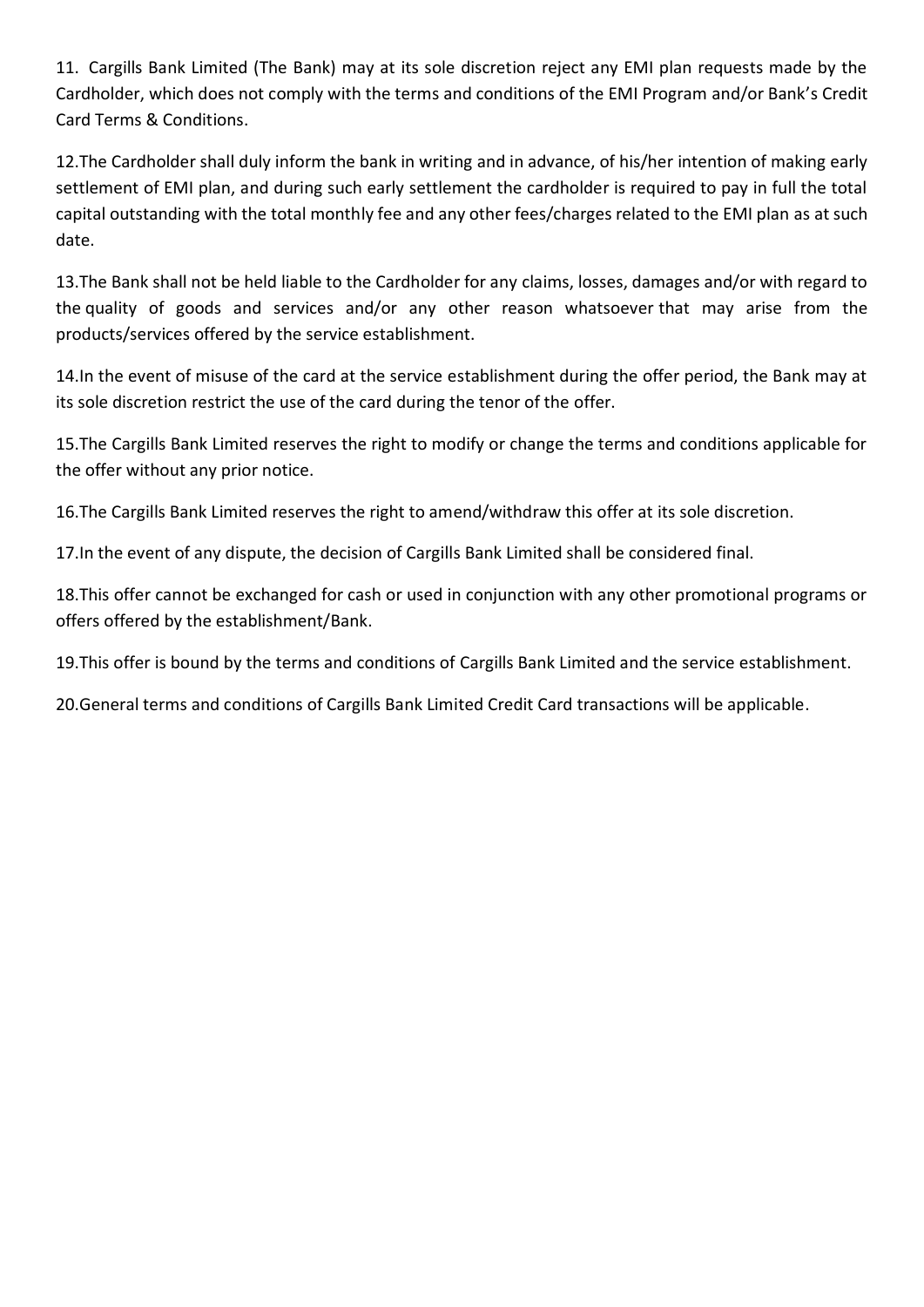11. Cargills Bank Limited (The Bank) may at its sole discretion reject any EMI plan requests made by the Cardholder, which does not comply with the terms and conditions of the EMI Program and/or Bank's Credit Card Terms & Conditions.

12.The Cardholder shall duly inform the bank in writing and in advance, of his/her intention of making early settlement of EMI plan, and during such early settlement the cardholder is required to pay in full the total capital outstanding with the total monthly fee and any other fees/charges related to the EMI plan as at such date.

13.The Bank shall not be held liable to the Cardholder for any claims, losses, damages and/or with regard to the quality of goods and services and/or any other reason whatsoever that may arise from the products/services offered by the service establishment.

14.In the event of misuse of the card at the service establishment during the offer period, the Bank may at its sole discretion restrict the use of the card during the tenor of the offer.

15.The Cargills Bank Limited reserves the right to modify or change the terms and conditions applicable for the offer without any prior notice.

16.The Cargills Bank Limited reserves the right to amend/withdraw this offer at its sole discretion.

17.In the event of any dispute, the decision of Cargills Bank Limited shall be considered final.

18.This offer cannot be exchanged for cash or used in conjunction with any other promotional programs or offers offered by the establishment/Bank.

19.This offer is bound by the terms and conditions of Cargills Bank Limited and the service establishment.

20.General terms and conditions of Cargills Bank Limited Credit Card transactions will be applicable.